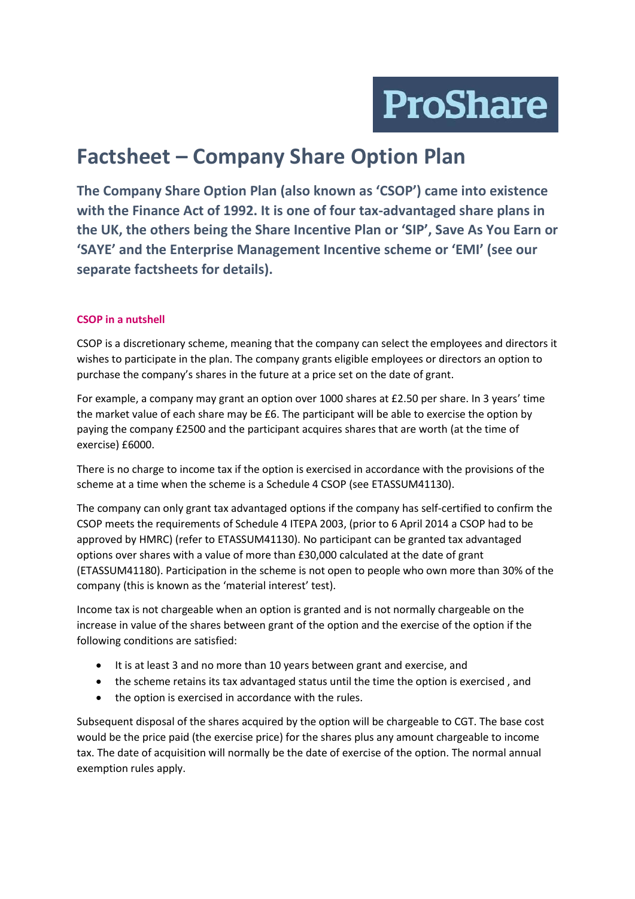ProShare

# Factsheet – Company Share Option Plan

**The Company Share Option Plan (also known as 'CSOP') came into existence with the Finance Act of 1992. It is one of four tax-advantaged share plans in the UK, the others being the Share Incentive Plan or 'SIP', Save As You Earn or 'SAYE' and the Enterprise Management Incentive scheme or 'EMI' (see our separate factsheets for details).**

### CSOP in a nutshell

CSOP is a discretionary scheme, meaning that the company can select the employees and directors it wishes to participate in the plan. The company grants eligible employees or directors an option to purchase the company's shares in the future at a price set on the date of grant.

For example, a company may grant an option over 1000 shares at £2.50 per share. In 3 years' time the market value of each share may be £6. The participant will be able to exercise the option by paying the company £2500 and the participant acquires shares that are worth (at the time of exercise) £6000.

There is no charge to income tax if the option is exercised in accordance with the provisions of the scheme at a time when the scheme is a Schedule 4 CSOP (see ETASSUM41130).

The company can only grant tax advantaged options if the company has self-certified to confirm the CSOP meets the requirements of Schedule 4 ITEPA 2003, (prior to 6 April 2014 a CSOP had to be approved by HMRC) (refer to ETASSUM41130). No participant can be granted tax advantaged options over shares with a value of more than £30,000 calculated at the date of grant (ETASSUM41180). Participation in the scheme is not open to people who own more than 30% of the company (this is known as the 'material interest' test).

Income tax is not chargeable when an option is granted and is not normally chargeable on the increase in value of the shares between grant of the option and the exercise of the option if the following conditions are satisfied:

- It is at least 3 and no more than 10 years between grant and exercise, and
- the scheme retains its tax advantaged status until the time the option is exercised , and
- the option is exercised in accordance with the rules.

Subsequent disposal of the shares acquired by the option will be chargeable to CGT. The base cost would be the price paid (the exercise price) for the shares plus any amount chargeable to income tax. The date of acquisition will normally be the date of exercise of the option. The normal annual exemption rules apply.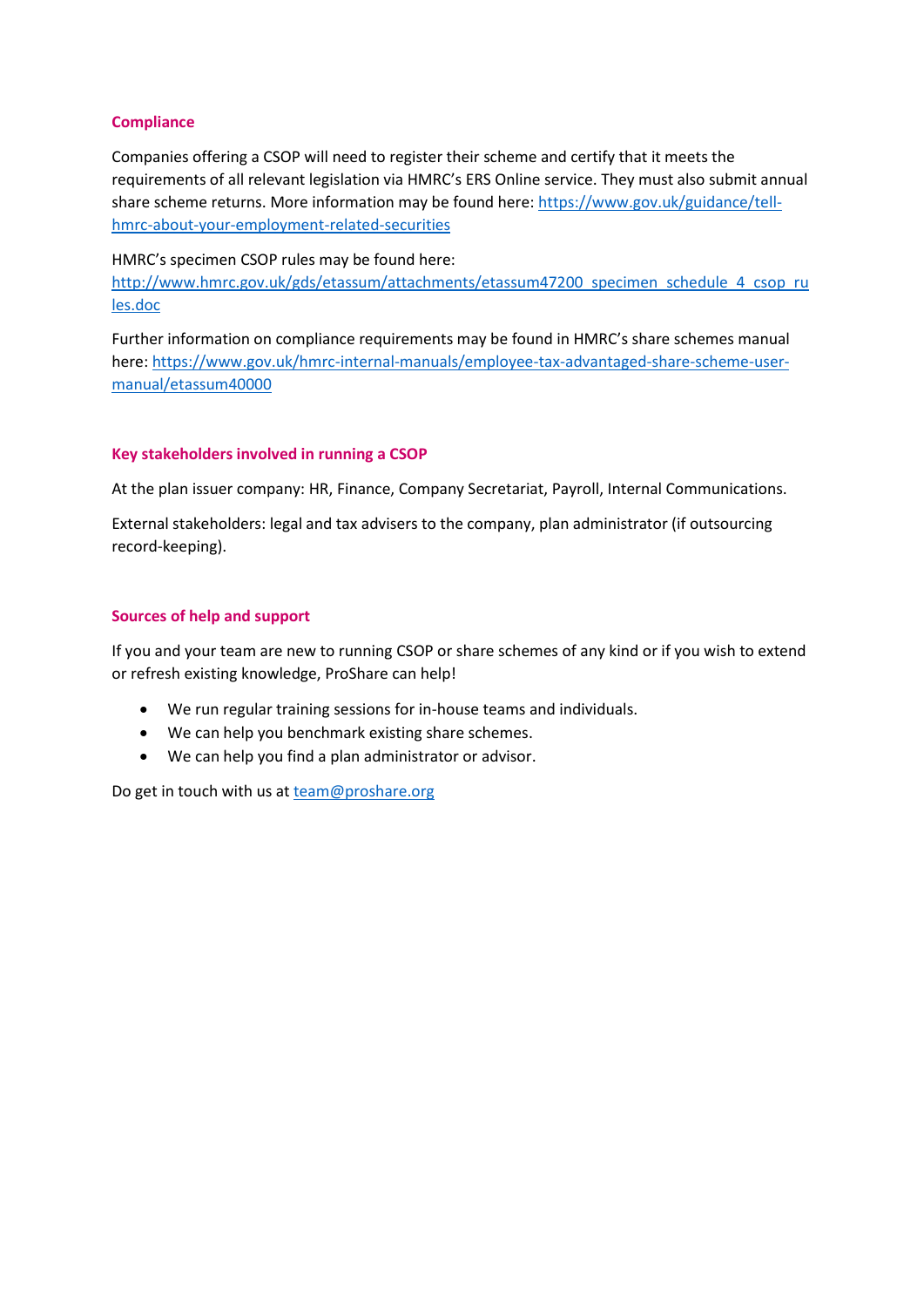## Compliance

Companies offering a CSOP will need to register their scheme and certify that it meets the requirements of all relevant legislation via HMRC's ERS Online service. They must also submit annual share scheme returns. More information may be found here: [https://www.gov.uk/guidance/tell-hmrc-about-your-employment-related-securities](https://www.gov.uk/guidance/tell-hmrc-about-your-employment-related-securities)

HMRC's specimen CSOP rules may be found here:
[http://www.hmrc.gov.uk/gds/etassum/attachments/etassum47200_specimen_schedule_4_csop_rules.doc](http://www.hmrc.gov.uk/gds/etassum/attachments/etassum47200_specimen_schedule_4_csop_rules.doc)

Further information on compliance requirements may be found in HMRC's share schemes manual here: [https://www.gov.uk/hmrc-internal-manuals/employee-tax-advantaged-share-scheme-user-manual/etassum40000](https://www.gov.uk/hmrc-internal-manuals/employee-tax-advantaged-share-scheme-user-manual/etassum40000)

## Key stakeholders involved in running a CSOP

At the plan issuer company: HR, Finance, Company Secretariat, Payroll, Internal Communications.

External stakeholders: legal and tax advisers to the company, plan administrator (if outsourcing record-keeping).

## Sources of help and support

If you and your team are new to running CSOP or share schemes of any kind or if you wish to extend or refresh existing knowledge, ProShare can help!

- We run regular training sessions for in-house teams and individuals.
- We can help you benchmark existing share schemes.
- We can help you find a plan administrator or advisor.

Do get in touch with us at [team@proshare.org](mailto:team@proshare.org)